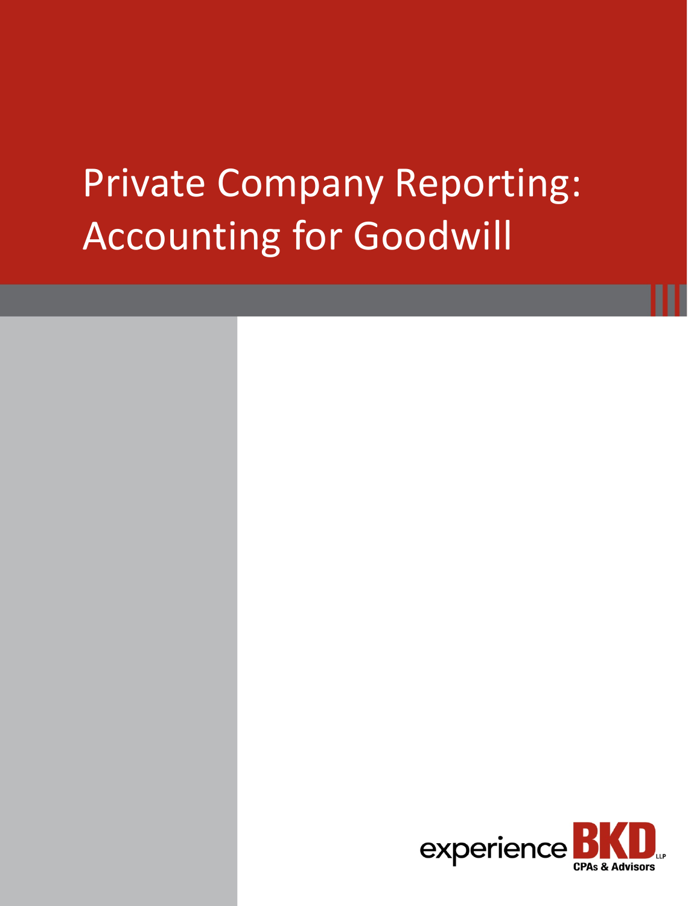# Private Company Reporting: Accounting for Goodwill

experience BKD LLP
CPAs & Advisors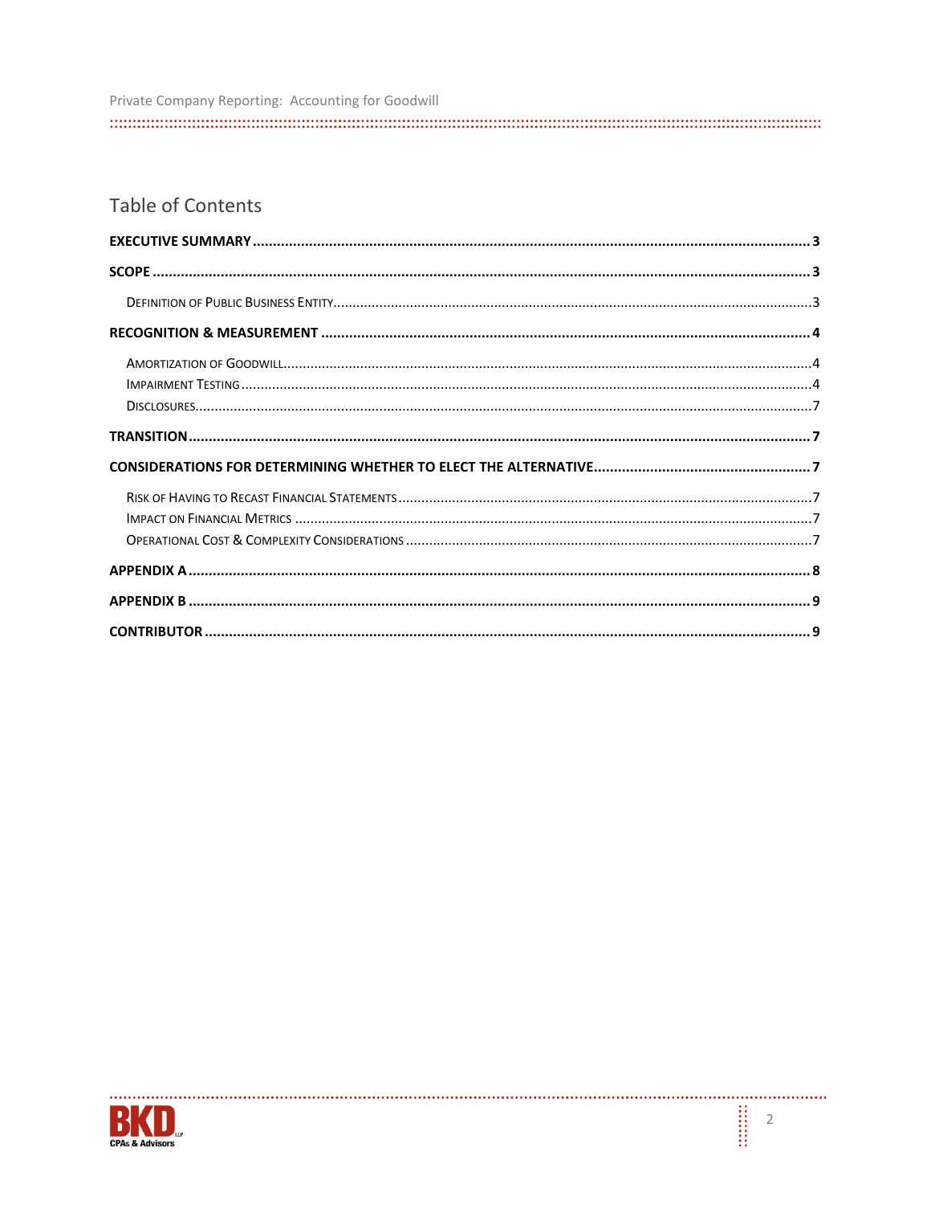## Table of Contents

**EXECUTIVE SUMMARY** ..... 3

**SCOPE** ..... 3

- Definition of Public Business Entity ..... 3

**RECOGNITION & MEASUREMENT** ..... 4

- Amortization of Goodwill ..... 4
- Impairment Testing ..... 4
- Disclosures ..... 7

**TRANSITION** ..... 7

**CONSIDERATIONS FOR DETERMINING WHETHER TO ELECT THE ALTERNATIVE** ..... 7

- Risk of Having to Recast Financial Statements ..... 7
- Impact on Financial Metrics ..... 7
- Operational Cost & Complexity Considerations ..... 7

**APPENDIX A** ..... 8

**APPENDIX B** ..... 9

**CONTRIBUTOR** ..... 9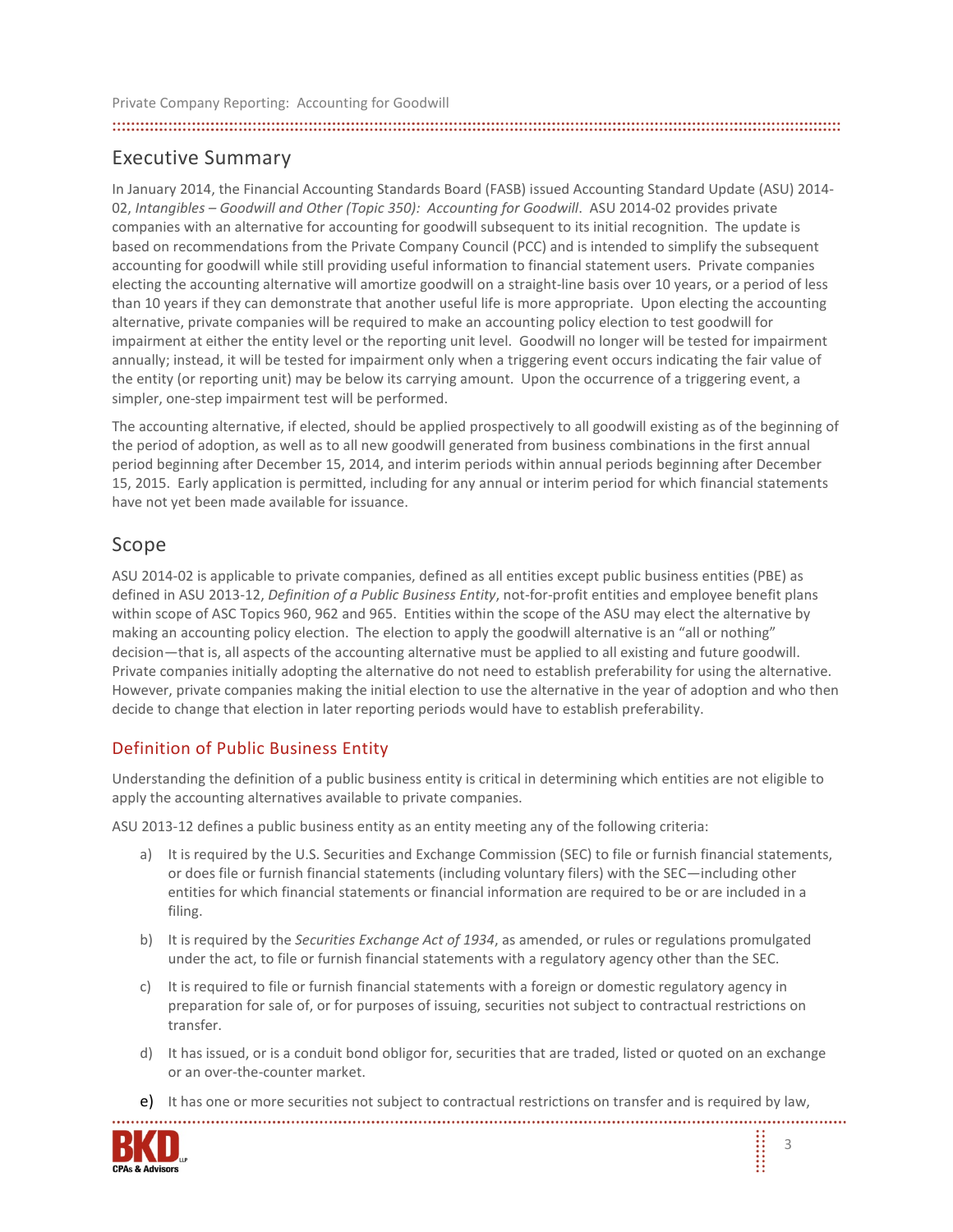## Executive Summary

In January 2014, the Financial Accounting Standards Board (FASB) issued Accounting Standard Update (ASU) 2014-02, *Intangibles – Goodwill and Other (Topic 350): Accounting for Goodwill*. ASU 2014-02 provides private companies with an alternative for accounting for goodwill subsequent to its initial recognition. The update is based on recommendations from the Private Company Council (PCC) and is intended to simplify the subsequent accounting for goodwill while still providing useful information to financial statement users. Private companies electing the accounting alternative will amortize goodwill on a straight-line basis over 10 years, or a period of less than 10 years if they can demonstrate that another useful life is more appropriate. Upon electing the accounting alternative, private companies will be required to make an accounting policy election to test goodwill for impairment at either the entity level or the reporting unit level. Goodwill no longer will be tested for impairment annually; instead, it will be tested for impairment only when a triggering event occurs indicating the fair value of the entity (or reporting unit) may be below its carrying amount. Upon the occurrence of a triggering event, a simpler, one-step impairment test will be performed.

The accounting alternative, if elected, should be applied prospectively to all goodwill existing as of the beginning of the period of adoption, as well as to all new goodwill generated from business combinations in the first annual period beginning after December 15, 2014, and interim periods within annual periods beginning after December 15, 2015. Early application is permitted, including for any annual or interim period for which financial statements have not yet been made available for issuance.

## Scope

ASU 2014-02 is applicable to private companies, defined as all entities except public business entities (PBE) as defined in ASU 2013-12, *Definition of a Public Business Entity*, not-for-profit entities and employee benefit plans within scope of ASC Topics 960, 962 and 965. Entities within the scope of the ASU may elect the alternative by making an accounting policy election. The election to apply the goodwill alternative is an "all or nothing" decision—that is, all aspects of the accounting alternative must be applied to all existing and future goodwill. Private companies initially adopting the alternative do not need to establish preferability for using the alternative. However, private companies making the initial election to use the alternative in the year of adoption and who then decide to change that election in later reporting periods would have to establish preferability.

### Definition of Public Business Entity

Understanding the definition of a public business entity is critical in determining which entities are not eligible to apply the accounting alternatives available to private companies.

ASU 2013-12 defines a public business entity as an entity meeting any of the following criteria:

a) It is required by the U.S. Securities and Exchange Commission (SEC) to file or furnish financial statements, or does file or furnish financial statements (including voluntary filers) with the SEC—including other entities for which financial statements or financial information are required to be or are included in a filing.

b) It is required by the *Securities Exchange Act of 1934*, as amended, or rules or regulations promulgated under the act, to file or furnish financial statements with a regulatory agency other than the SEC.

c) It is required to file or furnish financial statements with a foreign or domestic regulatory agency in preparation for sale of, or for purposes of issuing, securities not subject to contractual restrictions on transfer.

d) It has issued, or is a conduit bond obligor for, securities that are traded, listed or quoted on an exchange or an over-the-counter market.

e) It has one or more securities not subject to contractual restrictions on transfer and is required by law,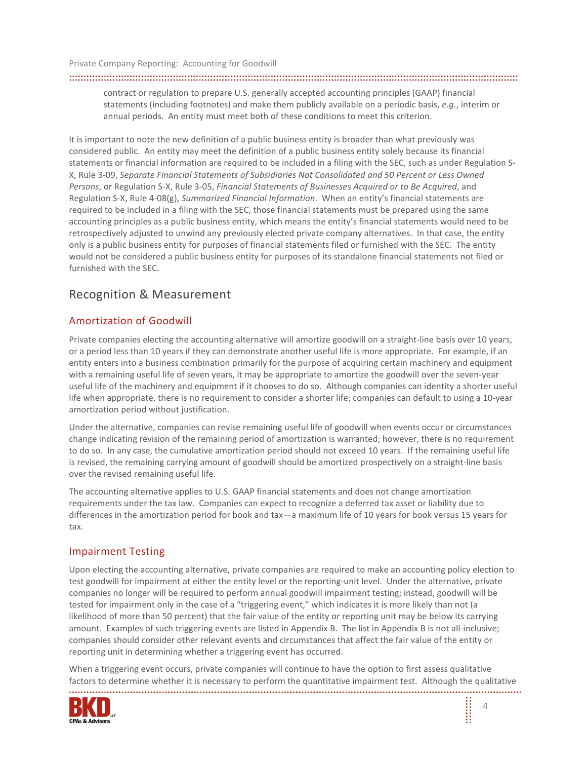contract or regulation to prepare U.S. generally accepted accounting principles (GAAP) financial statements (including footnotes) and make them publicly available on a periodic basis, *e.g.*, interim or annual periods. An entity must meet both of these conditions to meet this criterion.

It is important to note the new definition of a public business entity is broader than what previously was considered public. An entity may meet the definition of a public business entity solely because its financial statements or financial information are required to be included in a filing with the SEC, such as under Regulation S-X, Rule 3-09, *Separate Financial Statements of Subsidiaries Not Consolidated and 50 Percent or Less Owned Persons*, or Regulation S-X, Rule 3-05, *Financial Statements of Businesses Acquired or to Be Acquired*, and Regulation S-X, Rule 4-08(g), *Summarized Financial Information*. When an entity's financial statements are required to be included in a filing with the SEC, those financial statements must be prepared using the same accounting principles as a public business entity, which means the entity's financial statements would need to be retrospectively adjusted to unwind any previously elected private company alternatives. In that case, the entity only is a public business entity for purposes of financial statements filed or furnished with the SEC. The entity would not be considered a public business entity for purposes of its standalone financial statements not filed or furnished with the SEC.

## Recognition & Measurement

### Amortization of Goodwill

Private companies electing the accounting alternative will amortize goodwill on a straight-line basis over 10 years, or a period less than 10 years if they can demonstrate another useful life is more appropriate. For example, if an entity enters into a business combination primarily for the purpose of acquiring certain machinery and equipment with a remaining useful life of seven years, it may be appropriate to amortize the goodwill over the seven-year useful life of the machinery and equipment if it chooses to do so. Although companies can identity a shorter useful life when appropriate, there is no requirement to consider a shorter life; companies can default to using a 10-year amortization period without justification.

Under the alternative, companies can revise remaining useful life of goodwill when events occur or circumstances change indicating revision of the remaining period of amortization is warranted; however, there is no requirement to do so. In any case, the cumulative amortization period should not exceed 10 years. If the remaining useful life is revised, the remaining carrying amount of goodwill should be amortized prospectively on a straight-line basis over the revised remaining useful life.

The accounting alternative applies to U.S. GAAP financial statements and does not change amortization requirements under the tax law. Companies can expect to recognize a deferred tax asset or liability due to differences in the amortization period for book and tax—a maximum life of 10 years for book versus 15 years for tax.

### Impairment Testing

Upon electing the accounting alternative, private companies are required to make an accounting policy election to test goodwill for impairment at either the entity level or the reporting-unit level. Under the alternative, private companies no longer will be required to perform annual goodwill impairment testing; instead, goodwill will be tested for impairment only in the case of a "triggering event," which indicates it is more likely than not (a likelihood of more than 50 percent) that the fair value of the entity or reporting unit may be below its carrying amount. Examples of such triggering events are listed in Appendix B. The list in Appendix B is not all-inclusive; companies should consider other relevant events and circumstances that affect the fair value of the entity or reporting unit in determining whether a triggering event has occurred.

When a triggering event occurs, private companies will continue to have the option to first assess qualitative factors to determine whether it is necessary to perform the quantitative impairment test. Although the qualitative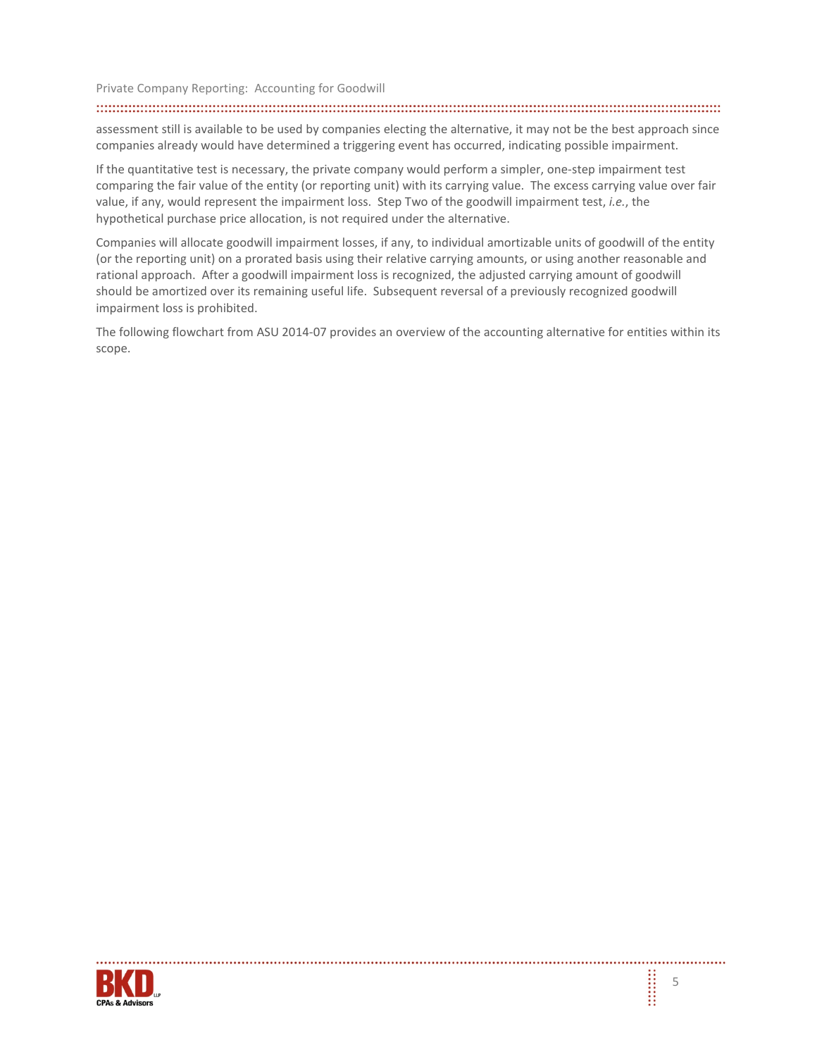assessment still is available to be used by companies electing the alternative, it may not be the best approach since companies already would have determined a triggering event has occurred, indicating possible impairment.

If the quantitative test is necessary, the private company would perform a simpler, one-step impairment test comparing the fair value of the entity (or reporting unit) with its carrying value. The excess carrying value over fair value, if any, would represent the impairment loss. Step Two of the goodwill impairment test, *i.e.*, the hypothetical purchase price allocation, is not required under the alternative.

Companies will allocate goodwill impairment losses, if any, to individual amortizable units of goodwill of the entity (or the reporting unit) on a prorated basis using their relative carrying amounts, or using another reasonable and rational approach. After a goodwill impairment loss is recognized, the adjusted carrying amount of goodwill should be amortized over its remaining useful life. Subsequent reversal of a previously recognized goodwill impairment loss is prohibited.

The following flowchart from ASU 2014-07 provides an overview of the accounting alternative for entities within its scope.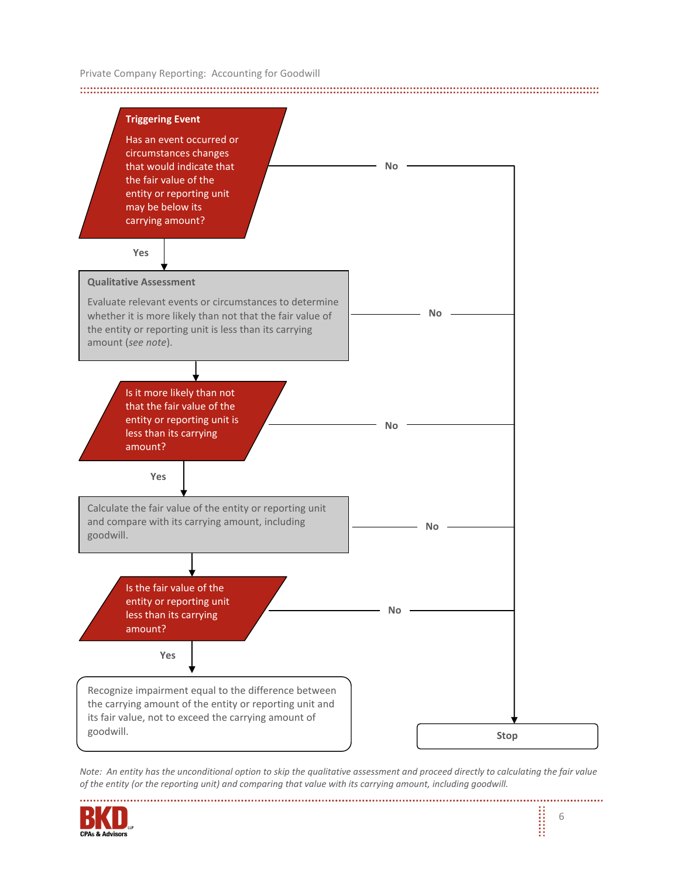**Triggering Event**

Has an event occurred or circumstances changes that would indicate that the fair value of the entity or reporting unit may be below its carrying amount?

- **No** → Stop
- **Yes** ↓

**Qualitative Assessment**

Evaluate relevant events or circumstances to determine whether it is more likely than not that the fair value of the entity or reporting unit is less than its carrying amount (*see note*).

- **No** → Stop

↓

Is it more likely than not that the fair value of the entity or reporting unit is less than its carrying amount?

- **No** → Stop
- **Yes** ↓

Calculate the fair value of the entity or reporting unit and compare with its carrying amount, including goodwill.

- **No** → Stop

↓

Is the fair value of the entity or reporting unit less than its carrying amount?

- **No** → Stop
- **Yes** ↓

Recognize impairment equal to the difference between the carrying amount of the entity or reporting unit and its fair value, not to exceed the carrying amount of goodwill.

**Stop**

*Note: An entity has the unconditional option to skip the qualitative assessment and proceed directly to calculating the fair value of the entity (or the reporting unit) and comparing that value with its carrying amount, including goodwill.*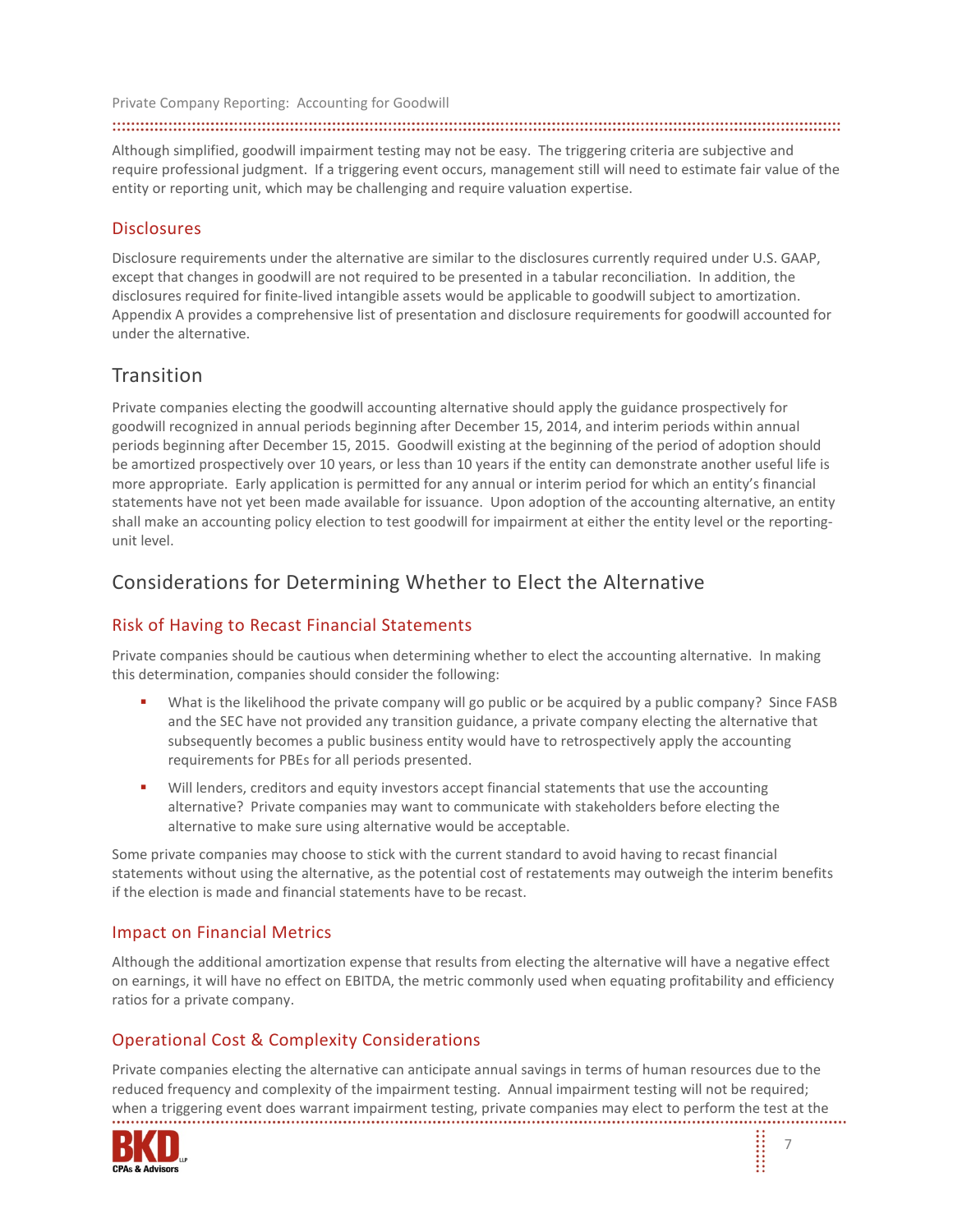Although simplified, goodwill impairment testing may not be easy. The triggering criteria are subjective and require professional judgment. If a triggering event occurs, management still will need to estimate fair value of the entity or reporting unit, which may be challenging and require valuation expertise.

### Disclosures

Disclosure requirements under the alternative are similar to the disclosures currently required under U.S. GAAP, except that changes in goodwill are not required to be presented in a tabular reconciliation. In addition, the disclosures required for finite-lived intangible assets would be applicable to goodwill subject to amortization. Appendix A provides a comprehensive list of presentation and disclosure requirements for goodwill accounted for under the alternative.

## Transition

Private companies electing the goodwill accounting alternative should apply the guidance prospectively for goodwill recognized in annual periods beginning after December 15, 2014, and interim periods within annual periods beginning after December 15, 2015. Goodwill existing at the beginning of the period of adoption should be amortized prospectively over 10 years, or less than 10 years if the entity can demonstrate another useful life is more appropriate. Early application is permitted for any annual or interim period for which an entity's financial statements have not yet been made available for issuance. Upon adoption of the accounting alternative, an entity shall make an accounting policy election to test goodwill for impairment at either the entity level or the reporting-unit level.

## Considerations for Determining Whether to Elect the Alternative

### Risk of Having to Recast Financial Statements

Private companies should be cautious when determining whether to elect the accounting alternative. In making this determination, companies should consider the following:

- What is the likelihood the private company will go public or be acquired by a public company? Since FASB and the SEC have not provided any transition guidance, a private company electing the alternative that subsequently becomes a public business entity would have to retrospectively apply the accounting requirements for PBEs for all periods presented.
- Will lenders, creditors and equity investors accept financial statements that use the accounting alternative? Private companies may want to communicate with stakeholders before electing the alternative to make sure using alternative would be acceptable.

Some private companies may choose to stick with the current standard to avoid having to recast financial statements without using the alternative, as the potential cost of restatements may outweigh the interim benefits if the election is made and financial statements have to be recast.

### Impact on Financial Metrics

Although the additional amortization expense that results from electing the alternative will have a negative effect on earnings, it will have no effect on EBITDA, the metric commonly used when equating profitability and efficiency ratios for a private company.

### Operational Cost & Complexity Considerations

Private companies electing the alternative can anticipate annual savings in terms of human resources due to the reduced frequency and complexity of the impairment testing. Annual impairment testing will not be required; when a triggering event does warrant impairment testing, private companies may elect to perform the test at the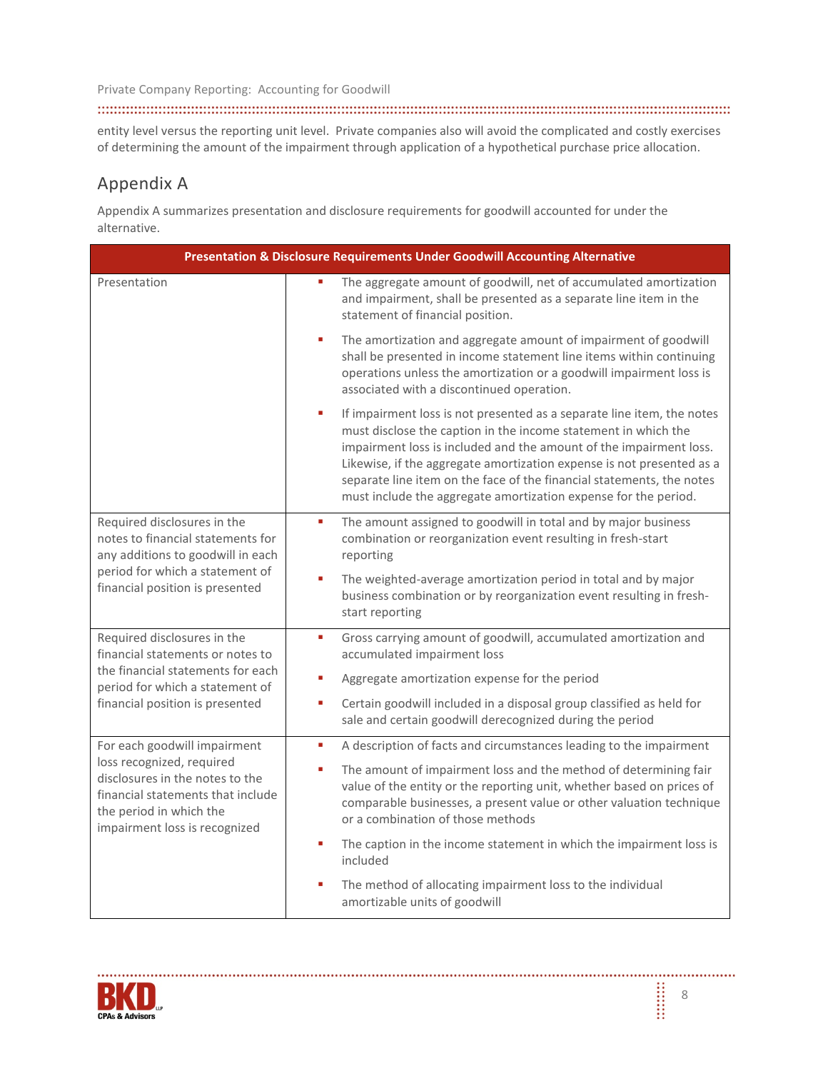entity level versus the reporting unit level. Private companies also will avoid the complicated and costly exercises of determining the amount of the impairment through application of a hypothetical purchase price allocation.

## Appendix A

Appendix A summarizes presentation and disclosure requirements for goodwill accounted for under the alternative.

| Presentation & Disclosure Requirements Under Goodwill Accounting Alternative | |
|---|---|
| Presentation | ▪ The aggregate amount of goodwill, net of accumulated amortization and impairment, shall be presented as a separate line item in the statement of financial position.<br>▪ The amortization and aggregate amount of impairment of goodwill shall be presented in income statement line items within continuing operations unless the amortization or a goodwill impairment loss is associated with a discontinued operation.<br>▪ If impairment loss is not presented as a separate line item, the notes must disclose the caption in the income statement in which the impairment loss is included and the amount of the impairment loss. Likewise, if the aggregate amortization expense is not presented as a separate line item on the face of the financial statements, the notes must include the aggregate amortization expense for the period. |
| Required disclosures in the notes to financial statements for any additions to goodwill in each period for which a statement of financial position is presented | ▪ The amount assigned to goodwill in total and by major business combination or reorganization event resulting in fresh-start reporting<br>▪ The weighted-average amortization period in total and by major business combination or by reorganization event resulting in fresh-start reporting |
| Required disclosures in the financial statements or notes to the financial statements for each period for which a statement of financial position is presented | ▪ Gross carrying amount of goodwill, accumulated amortization and accumulated impairment loss<br>▪ Aggregate amortization expense for the period<br>▪ Certain goodwill included in a disposal group classified as held for sale and certain goodwill derecognized during the period |
| For each goodwill impairment loss recognized, required disclosures in the notes to the financial statements that include the period in which the impairment loss is recognized | ▪ A description of facts and circumstances leading to the impairment<br>▪ The amount of impairment loss and the method of determining fair value of the entity or the reporting unit, whether based on prices of comparable businesses, a present value or other valuation technique or a combination of those methods<br>▪ The caption in the income statement in which the impairment loss is included<br>▪ The method of allocating impairment loss to the individual amortizable units of goodwill |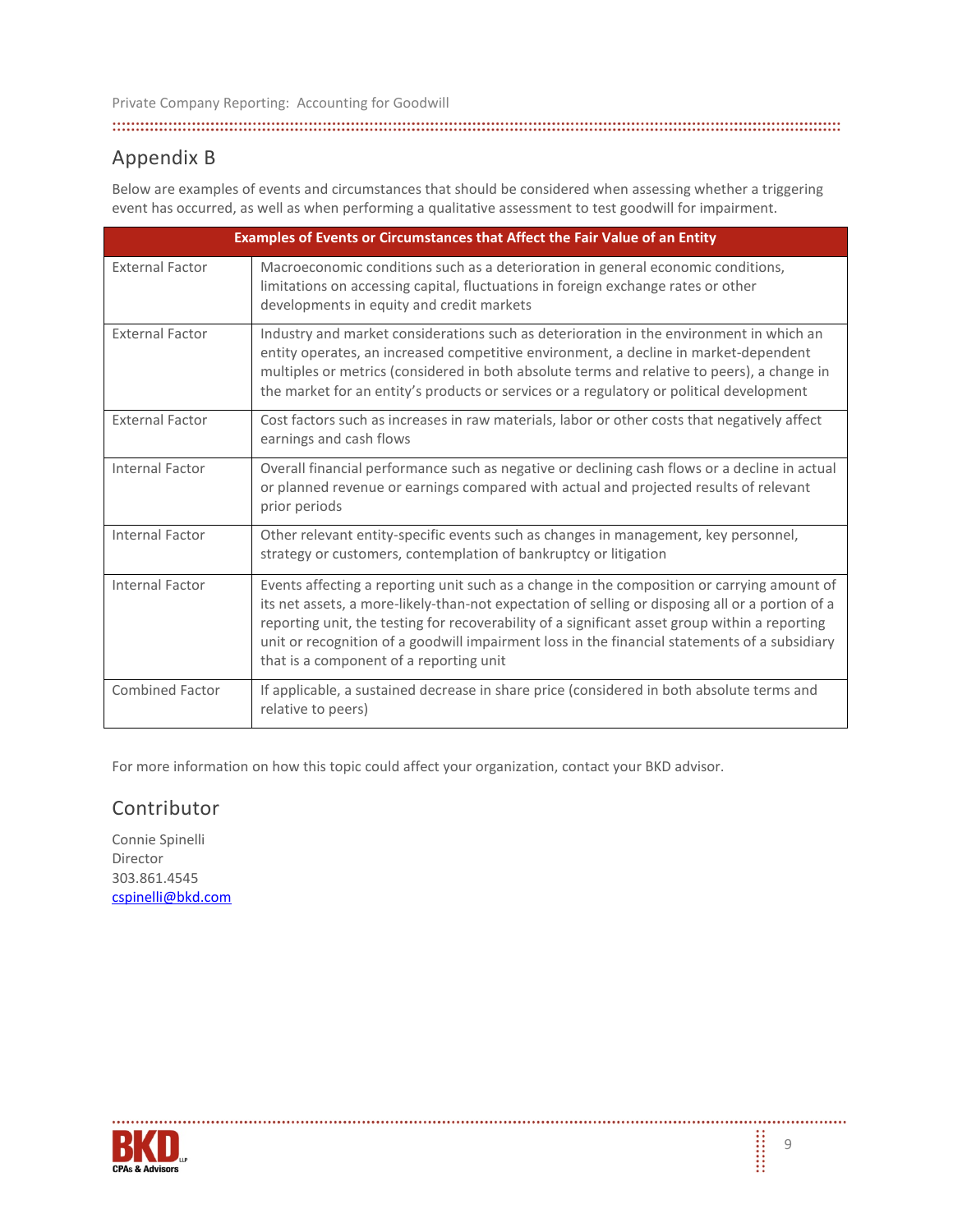## Appendix B

Below are examples of events and circumstances that should be considered when assessing whether a triggering event has occurred, as well as when performing a qualitative assessment to test goodwill for impairment.

| Examples of Events or Circumstances that Affect the Fair Value of an Entity | |
|---|---|
| External Factor | Macroeconomic conditions such as a deterioration in general economic conditions, limitations on accessing capital, fluctuations in foreign exchange rates or other developments in equity and credit markets |
| External Factor | Industry and market considerations such as deterioration in the environment in which an entity operates, an increased competitive environment, a decline in market-dependent multiples or metrics (considered in both absolute terms and relative to peers), a change in the market for an entity's products or services or a regulatory or political development |
| External Factor | Cost factors such as increases in raw materials, labor or other costs that negatively affect earnings and cash flows |
| Internal Factor | Overall financial performance such as negative or declining cash flows or a decline in actual or planned revenue or earnings compared with actual and projected results of relevant prior periods |
| Internal Factor | Other relevant entity-specific events such as changes in management, key personnel, strategy or customers, contemplation of bankruptcy or litigation |
| Internal Factor | Events affecting a reporting unit such as a change in the composition or carrying amount of its net assets, a more-likely-than-not expectation of selling or disposing all or a portion of a reporting unit, the testing for recoverability of a significant asset group within a reporting unit or recognition of a goodwill impairment loss in the financial statements of a subsidiary that is a component of a reporting unit |
| Combined Factor | If applicable, a sustained decrease in share price (considered in both absolute terms and relative to peers) |

For more information on how this topic could affect your organization, contact your BKD advisor.

## Contributor

Connie Spinelli
Director
303.861.4545
cspinelli@bkd.com